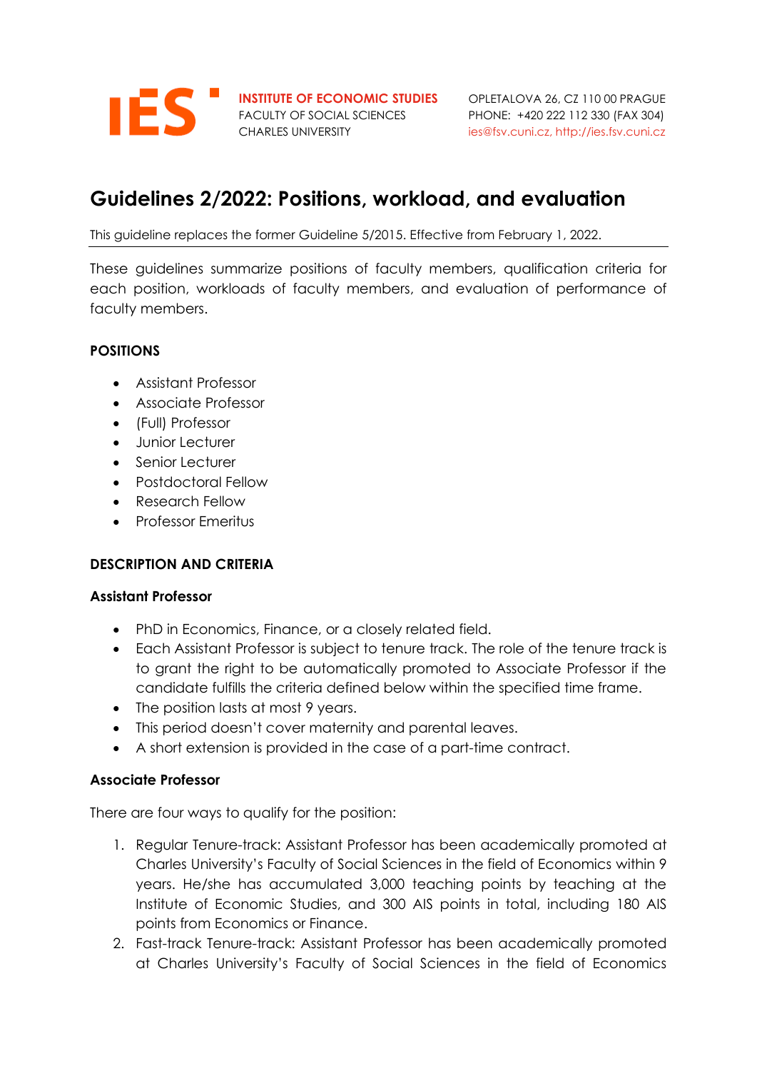**IES** **INSTITUTE OF ECONOMIC STUDIES**
FACULTY OF SOCIAL SCIENCES
CHARLES UNIVERSITY

OPLETALOVA 26, CZ 110 00 PRAGUE
PHONE: +420 222 112 330 (FAX 304)
ies@fsv.cuni.cz, http://ies.fsv.cuni.cz

# Guidelines 2/2022: Positions, workload, and evaluation

This guideline replaces the former Guideline 5/2015. Effective from February 1, 2022.

---

These guidelines summarize positions of faculty members, qualification criteria for each position, workloads of faculty members, and evaluation of performance of faculty members.

## POSITIONS

- Assistant Professor
- Associate Professor
- (Full) Professor
- Junior Lecturer
- Senior Lecturer
- Postdoctoral Fellow
- Research Fellow
- Professor Emeritus

## DESCRIPTION AND CRITERIA

### Assistant Professor

- PhD in Economics, Finance, or a closely related field.
- Each Assistant Professor is subject to tenure track. The role of the tenure track is to grant the right to be automatically promoted to Associate Professor if the candidate fulfills the criteria defined below within the specified time frame.
- The position lasts at most 9 years.
- This period doesn't cover maternity and parental leaves.
- A short extension is provided in the case of a part-time contract.

### Associate Professor

There are four ways to qualify for the position:

1. Regular Tenure-track: Assistant Professor has been academically promoted at Charles University's Faculty of Social Sciences in the field of Economics within 9 years. He/she has accumulated 3,000 teaching points by teaching at the Institute of Economic Studies, and 300 AIS points in total, including 180 AIS points from Economics or Finance.
2. Fast-track Tenure-track: Assistant Professor has been academically promoted at Charles University's Faculty of Social Sciences in the field of Economics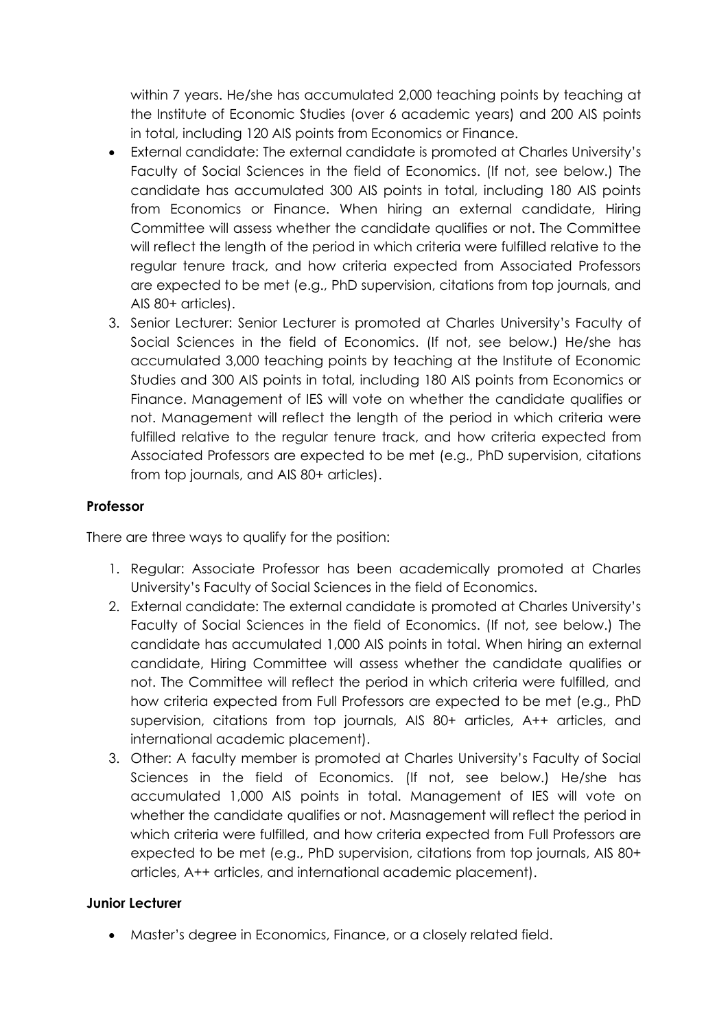within 7 years. He/she has accumulated 2,000 teaching points by teaching at the Institute of Economic Studies (over 6 academic years) and 200 AIS points in total, including 120 AIS points from Economics or Finance.

- External candidate: The external candidate is promoted at Charles University's Faculty of Social Sciences in the field of Economics. (If not, see below.) The candidate has accumulated 300 AIS points in total, including 180 AIS points from Economics or Finance. When hiring an external candidate, Hiring Committee will assess whether the candidate qualifies or not. The Committee will reflect the length of the period in which criteria were fulfilled relative to the regular tenure track, and how criteria expected from Associated Professors are expected to be met (e.g., PhD supervision, citations from top journals, and AIS 80+ articles).

3. Senior Lecturer: Senior Lecturer is promoted at Charles University's Faculty of Social Sciences in the field of Economics. (If not, see below.) He/she has accumulated 3,000 teaching points by teaching at the Institute of Economic Studies and 300 AIS points in total, including 180 AIS points from Economics or Finance. Management of IES will vote on whether the candidate qualifies or not. Management will reflect the length of the period in which criteria were fulfilled relative to the regular tenure track, and how criteria expected from Associated Professors are expected to be met (e.g., PhD supervision, citations from top journals, and AIS 80+ articles).

**Professor**

There are three ways to qualify for the position:

1. Regular: Associate Professor has been academically promoted at Charles University's Faculty of Social Sciences in the field of Economics.
2. External candidate: The external candidate is promoted at Charles University's Faculty of Social Sciences in the field of Economics. (If not, see below.) The candidate has accumulated 1,000 AIS points in total. When hiring an external candidate, Hiring Committee will assess whether the candidate qualifies or not. The Committee will reflect the period in which criteria were fulfilled, and how criteria expected from Full Professors are expected to be met (e.g., PhD supervision, citations from top journals, AIS 80+ articles, A++ articles, and international academic placement).
3. Other: A faculty member is promoted at Charles University's Faculty of Social Sciences in the field of Economics. (If not, see below.) He/she has accumulated 1,000 AIS points in total. Management of IES will vote on whether the candidate qualifies or not. Masnagement will reflect the period in which criteria were fulfilled, and how criteria expected from Full Professors are expected to be met (e.g., PhD supervision, citations from top journals, AIS 80+ articles, A++ articles, and international academic placement).

**Junior Lecturer**

- Master's degree in Economics, Finance, or a closely related field.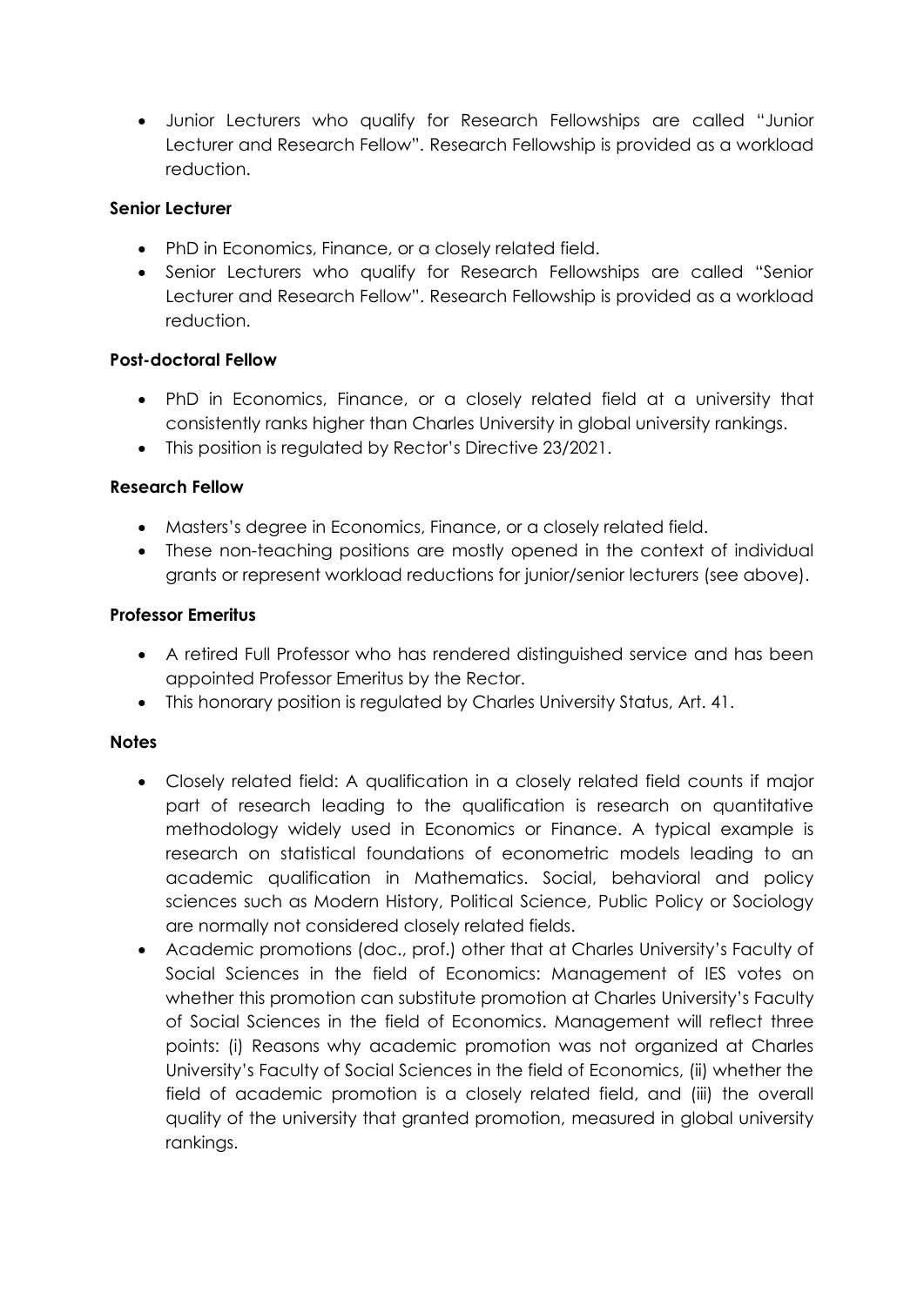- Junior Lecturers who qualify for Research Fellowships are called "Junior Lecturer and Research Fellow". Research Fellowship is provided as a workload reduction.

**Senior Lecturer**

- PhD in Economics, Finance, or a closely related field.
- Senior Lecturers who qualify for Research Fellowships are called "Senior Lecturer and Research Fellow". Research Fellowship is provided as a workload reduction.

**Post-doctoral Fellow**

- PhD in Economics, Finance, or a closely related field at a university that consistently ranks higher than Charles University in global university rankings.
- This position is regulated by Rector's Directive 23/2021.

**Research Fellow**

- Masters's degree in Economics, Finance, or a closely related field.
- These non-teaching positions are mostly opened in the context of individual grants or represent workload reductions for junior/senior lecturers (see above).

**Professor Emeritus**

- A retired Full Professor who has rendered distinguished service and has been appointed Professor Emeritus by the Rector.
- This honorary position is regulated by Charles University Status, Art. 41.

**Notes**

- Closely related field: A qualification in a closely related field counts if major part of research leading to the qualification is research on quantitative methodology widely used in Economics or Finance. A typical example is research on statistical foundations of econometric models leading to an academic qualification in Mathematics. Social, behavioral and policy sciences such as Modern History, Political Science, Public Policy or Sociology are normally not considered closely related fields.
- Academic promotions (doc., prof.) other that at Charles University's Faculty of Social Sciences in the field of Economics: Management of IES votes on whether this promotion can substitute promotion at Charles University's Faculty of Social Sciences in the field of Economics. Management will reflect three points: (i) Reasons why academic promotion was not organized at Charles University's Faculty of Social Sciences in the field of Economics, (ii) whether the field of academic promotion is a closely related field, and (iii) the overall quality of the university that granted promotion, measured in global university rankings.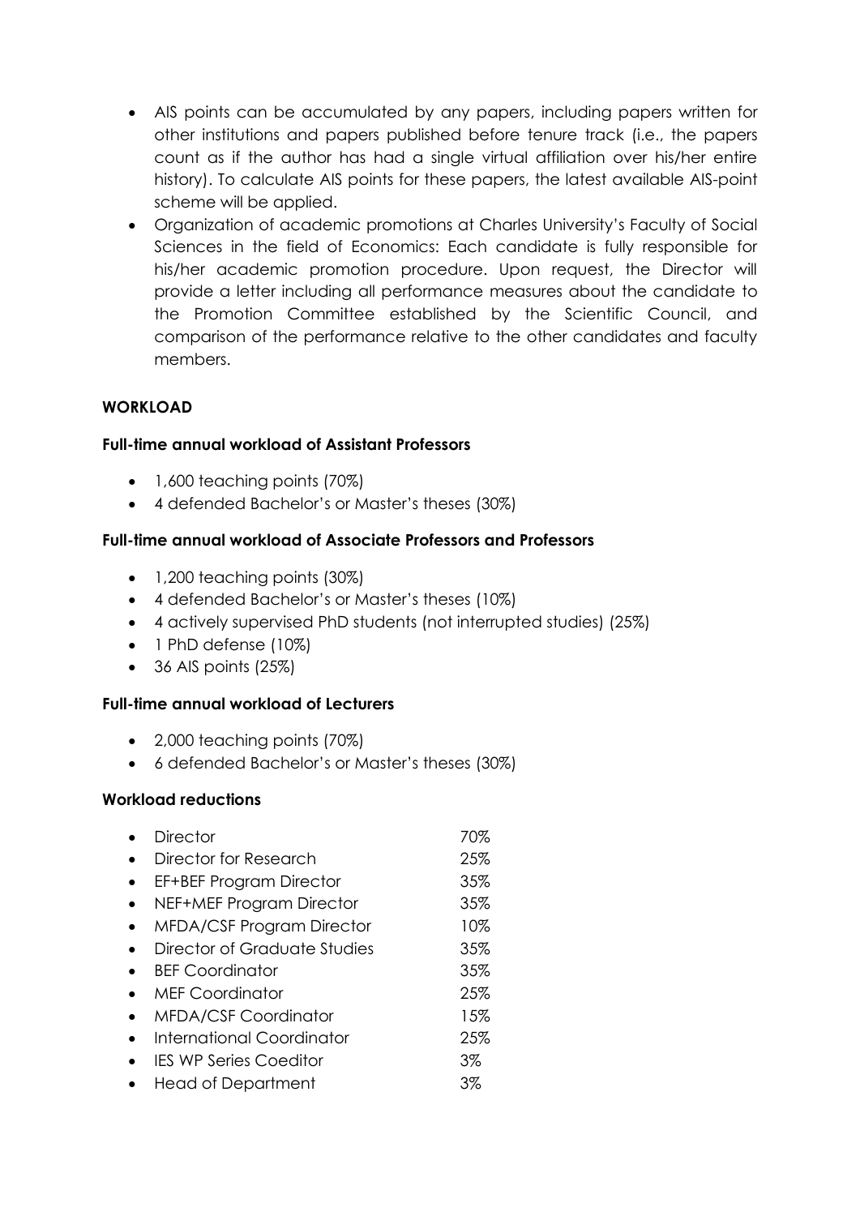- AIS points can be accumulated by any papers, including papers written for other institutions and papers published before tenure track (i.e., the papers count as if the author has had a single virtual affiliation over his/her entire history). To calculate AIS points for these papers, the latest available AIS-point scheme will be applied.
- Organization of academic promotions at Charles University's Faculty of Social Sciences in the field of Economics: Each candidate is fully responsible for his/her academic promotion procedure. Upon request, the Director will provide a letter including all performance measures about the candidate to the Promotion Committee established by the Scientific Council, and comparison of the performance relative to the other candidates and faculty members.

## WORKLOAD

### Full-time annual workload of Assistant Professors

- 1,600 teaching points (70%)
- 4 defended Bachelor's or Master's theses (30%)

### Full-time annual workload of Associate Professors and Professors

- 1,200 teaching points (30%)
- 4 defended Bachelor's or Master's theses (10%)
- 4 actively supervised PhD students (not interrupted studies) (25%)
- 1 PhD defense (10%)
- 36 AIS points (25%)

### Full-time annual workload of Lecturers

- 2,000 teaching points (70%)
- 6 defended Bachelor's or Master's theses (30%)

### Workload reductions

- Director 70%
- Director for Research 25%
- EF+BEF Program Director 35%
- NEF+MEF Program Director 35%
- MFDA/CSF Program Director 10%
- Director of Graduate Studies 35%
- BEF Coordinator 35%
- MEF Coordinator 25%
- MFDA/CSF Coordinator 15%
- International Coordinator 25%
- IES WP Series Coeditor 3%
- Head of Department 3%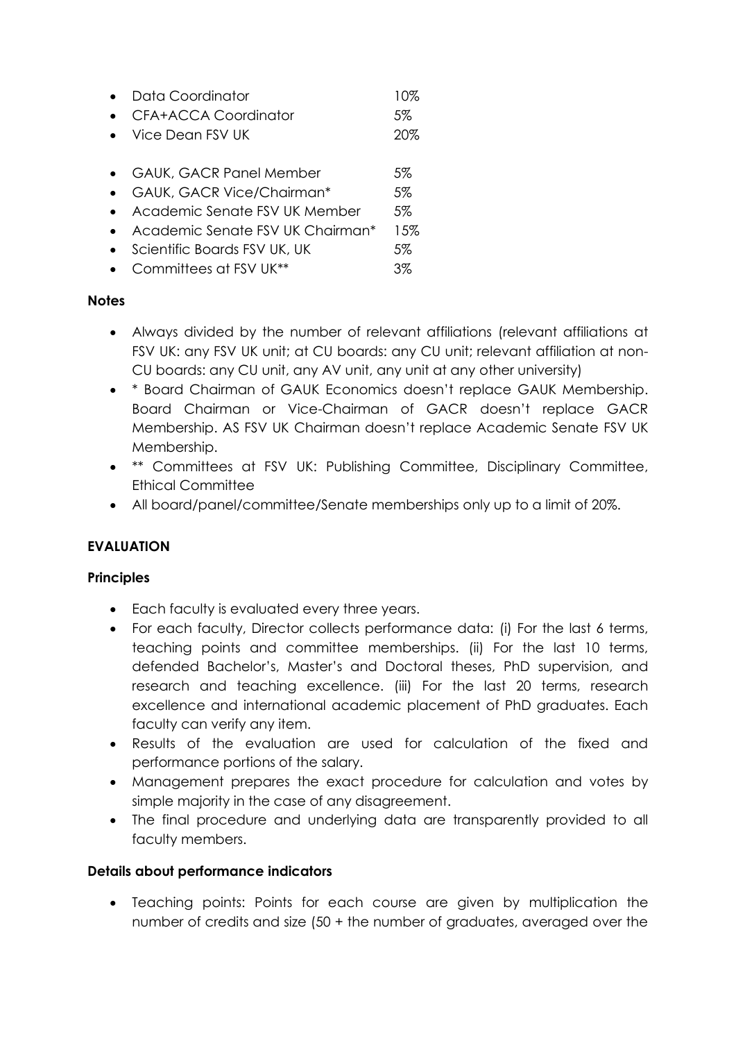- Data Coordinator 10%
- CFA+ACCA Coordinator 5%
- Vice Dean FSV UK 20%

- GAUK, GACR Panel Member 5%
- GAUK, GACR Vice/Chairman* 5%
- Academic Senate FSV UK Member 5%
- Academic Senate FSV UK Chairman* 15%
- Scientific Boards FSV UK, UK 5%
- Committees at FSV UK** 3%

**Notes**

- Always divided by the number of relevant affiliations (relevant affiliations at FSV UK: any FSV UK unit; at CU boards: any CU unit; relevant affiliation at non-CU boards: any CU unit, any AV unit, any unit at any other university)
- * Board Chairman of GAUK Economics doesn't replace GAUK Membership. Board Chairman or Vice-Chairman of GACR doesn't replace GACR Membership. AS FSV UK Chairman doesn't replace Academic Senate FSV UK Membership.
- ** Committees at FSV UK: Publishing Committee, Disciplinary Committee, Ethical Committee
- All board/panel/committee/Senate memberships only up to a limit of 20%.

**EVALUATION**

**Principles**

- Each faculty is evaluated every three years.
- For each faculty, Director collects performance data: (i) For the last 6 terms, teaching points and committee memberships. (ii) For the last 10 terms, defended Bachelor's, Master's and Doctoral theses, PhD supervision, and research and teaching excellence. (iii) For the last 20 terms, research excellence and international academic placement of PhD graduates. Each faculty can verify any item.
- Results of the evaluation are used for calculation of the fixed and performance portions of the salary.
- Management prepares the exact procedure for calculation and votes by simple majority in the case of any disagreement.
- The final procedure and underlying data are transparently provided to all faculty members.

**Details about performance indicators**

- Teaching points: Points for each course are given by multiplication the number of credits and size (50 + the number of graduates, averaged over the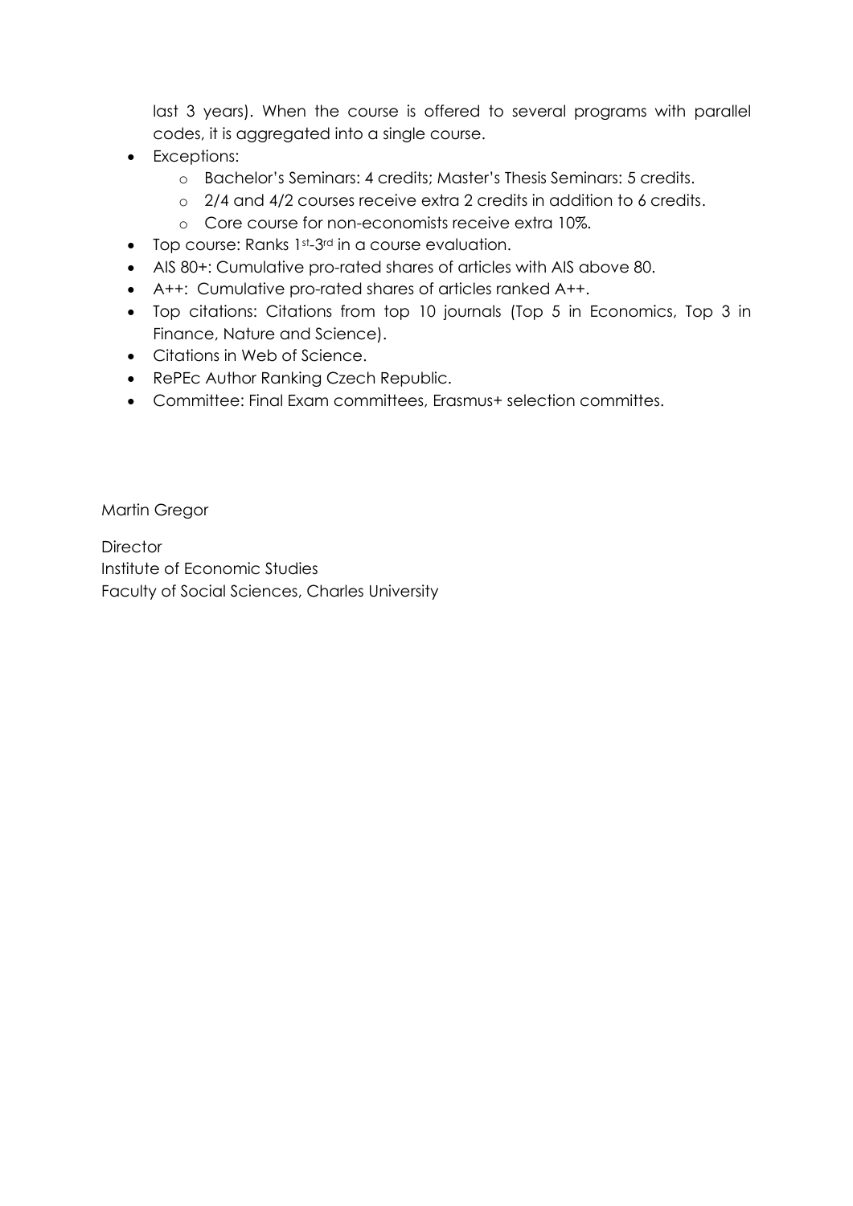last 3 years). When the course is offered to several programs with parallel codes, it is aggregated into a single course.

- Exceptions:
  - Bachelor's Seminars: 4 credits; Master's Thesis Seminars: 5 credits.
  - 2/4 and 4/2 courses receive extra 2 credits in addition to 6 credits.
  - Core course for non-economists receive extra 10%.
- Top course: Ranks 1st-3rd in a course evaluation.
- AIS 80+: Cumulative pro-rated shares of articles with AIS above 80.
- A++: Cumulative pro-rated shares of articles ranked A++.
- Top citations: Citations from top 10 journals (Top 5 in Economics, Top 3 in Finance, Nature and Science).
- Citations in Web of Science.
- RePEc Author Ranking Czech Republic.
- Committee: Final Exam committees, Erasmus+ selection committes.

Martin Gregor

Director
Institute of Economic Studies
Faculty of Social Sciences, Charles University